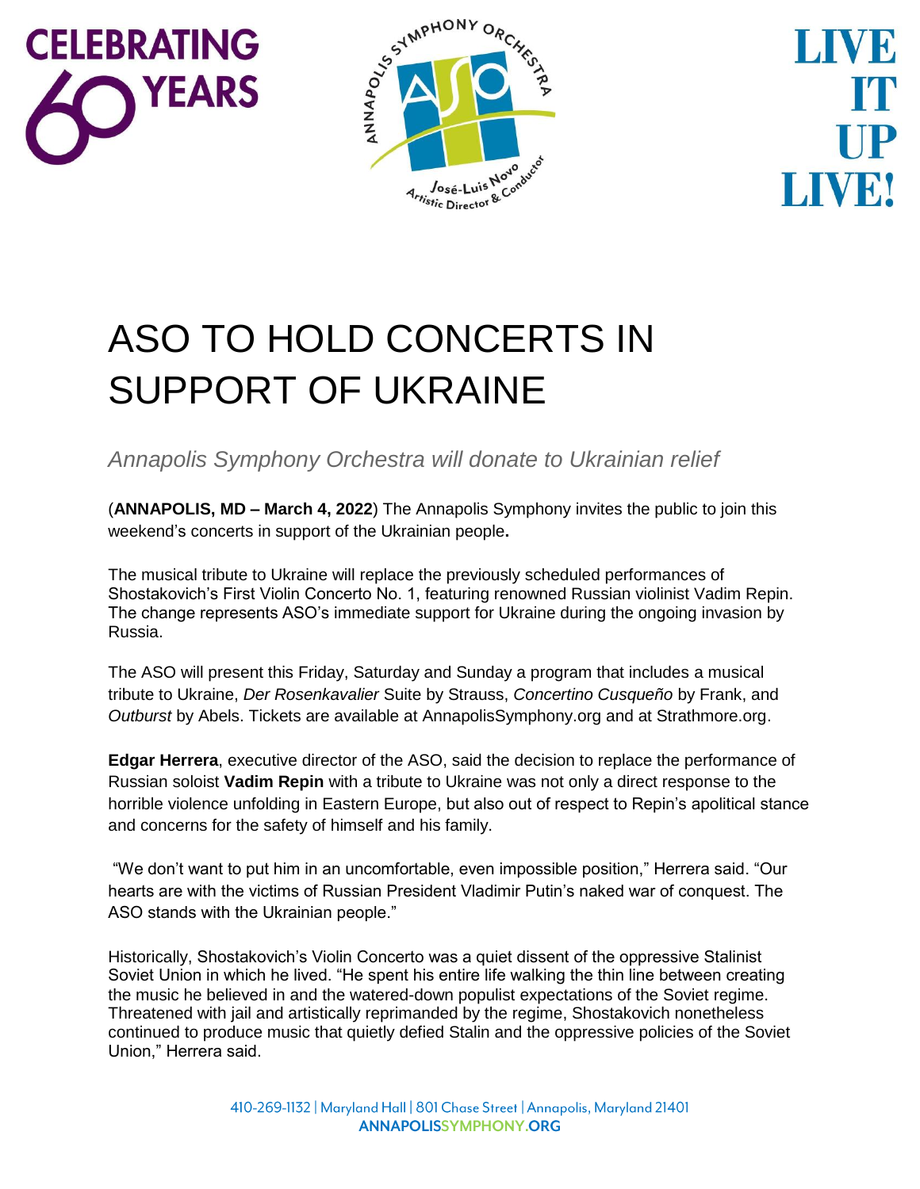CELEBRATING 60 YEARS

ANNAPOLIS SYMPHONY ORCHESTRA
ASO
José-Luis Novo
Artistic Director & Conductor

LIVE IT UP LIVE!

# ASO TO HOLD CONCERTS IN SUPPORT OF UKRAINE

*Annapolis Symphony Orchestra will donate to Ukrainian relief*

(**ANNAPOLIS, MD – March 4, 2022**) The Annapolis Symphony invites the public to join this weekend's concerts in support of the Ukrainian people**.**

The musical tribute to Ukraine will replace the previously scheduled performances of Shostakovich's First Violin Concerto No. 1, featuring renowned Russian violinist Vadim Repin. The change represents ASO's immediate support for Ukraine during the ongoing invasion by Russia.

The ASO will present this Friday, Saturday and Sunday a program that includes a musical tribute to Ukraine, *Der Rosenkavalier* Suite by Strauss, *Concertino Cusqueño* by Frank, and *Outburst* by Abels. Tickets are available at AnnapolisSymphony.org and at Strathmore.org.

**Edgar Herrera**, executive director of the ASO, said the decision to replace the performance of Russian soloist **Vadim Repin** with a tribute to Ukraine was not only a direct response to the horrible violence unfolding in Eastern Europe, but also out of respect to Repin's apolitical stance and concerns for the safety of himself and his family.

"We don't want to put him in an uncomfortable, even impossible position," Herrera said. "Our hearts are with the victims of Russian President Vladimir Putin's naked war of conquest. The ASO stands with the Ukrainian people."

Historically, Shostakovich's Violin Concerto was a quiet dissent of the oppressive Stalinist Soviet Union in which he lived. "He spent his entire life walking the thin line between creating the music he believed in and the watered-down populist expectations of the Soviet regime. Threatened with jail and artistically reprimanded by the regime, Shostakovich nonetheless continued to produce music that quietly defied Stalin and the oppressive policies of the Soviet Union," Herrera said.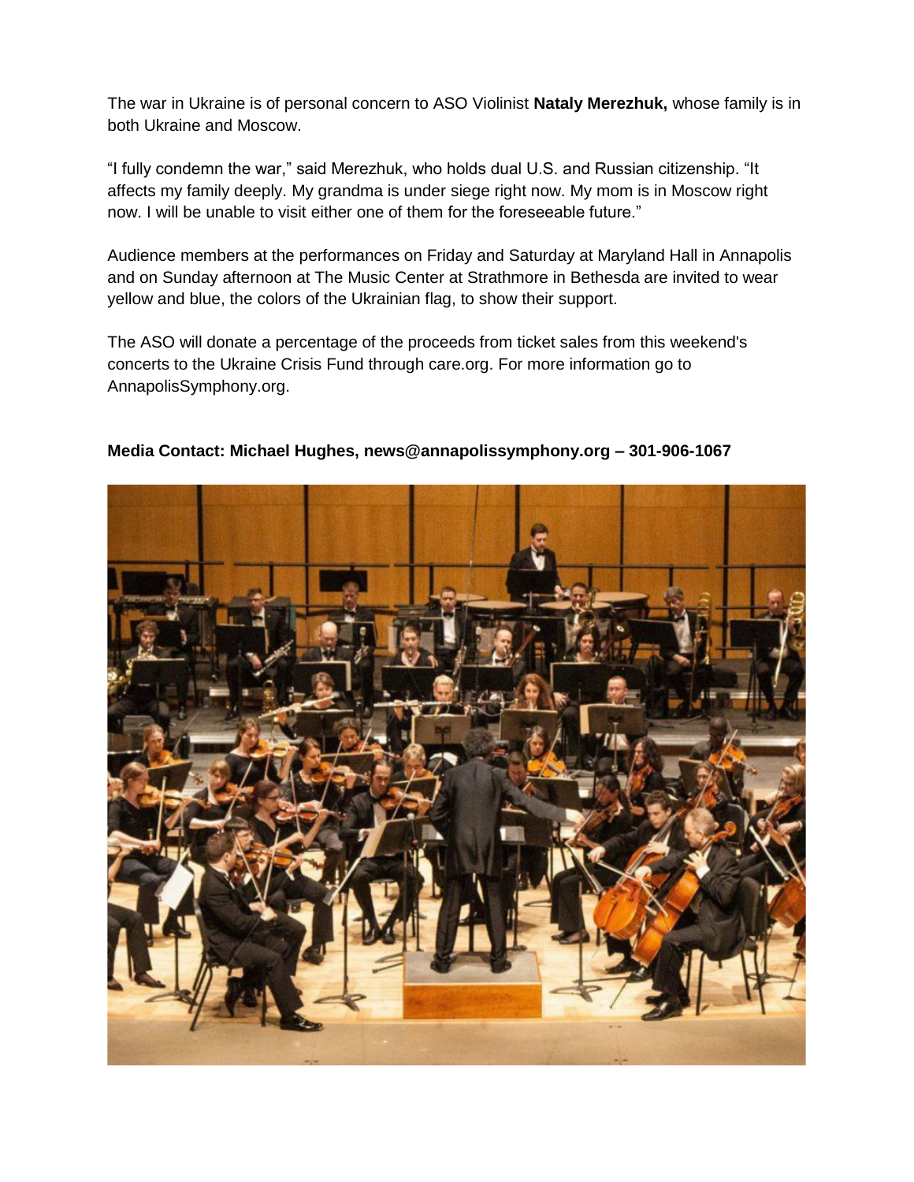The war in Ukraine is of personal concern to ASO Violinist **Nataly Merezhuk,** whose family is in both Ukraine and Moscow.

"I fully condemn the war," said Merezhuk, who holds dual U.S. and Russian citizenship. "It affects my family deeply. My grandma is under siege right now. My mom is in Moscow right now. I will be unable to visit either one of them for the foreseeable future."

Audience members at the performances on Friday and Saturday at Maryland Hall in Annapolis and on Sunday afternoon at The Music Center at Strathmore in Bethesda are invited to wear yellow and blue, the colors of the Ukrainian flag, to show their support.

The ASO will donate a percentage of the proceeds from ticket sales from this weekend's concerts to the Ukraine Crisis Fund through care.org. For more information go to AnnapolisSymphony.org.

**Media Contact: Michael Hughes, news@annapolissymphony.org – 301-906-1067**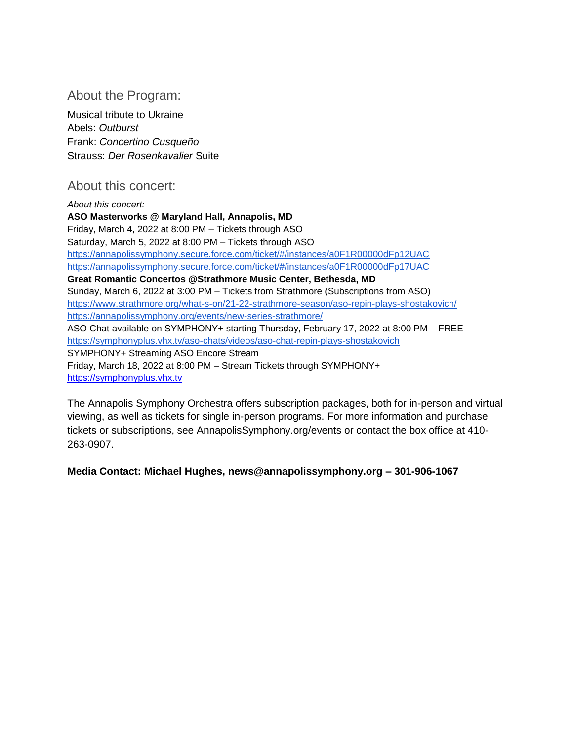## About the Program:

Musical tribute to Ukraine
Abels: *Outburst*
Frank: *Concertino Cusqueño*
Strauss: *Der Rosenkavalier* Suite

## About this concert:

*About this concert:*
**ASO Masterworks @ Maryland Hall, Annapolis, MD**
Friday, March 4, 2022 at 8:00 PM – Tickets through ASO
Saturday, March 5, 2022 at 8:00 PM – Tickets through ASO
https://annapolissymphony.secure.force.com/ticket/#/instances/a0F1R00000dFp12UAC
https://annapolissymphony.secure.force.com/ticket/#/instances/a0F1R00000dFp17UAC
**Great Romantic Concertos @Strathmore Music Center, Bethesda, MD**
Sunday, March 6, 2022 at 3:00 PM – Tickets from Strathmore (Subscriptions from ASO)
https://www.strathmore.org/what-s-on/21-22-strathmore-season/aso-repin-plays-shostakovich/
https://annapolissymphony.org/events/new-series-strathmore/
ASO Chat available on SYMPHONY+ starting Thursday, February 17, 2022 at 8:00 PM – FREE
https://symphonyplus.vhx.tv/aso-chats/videos/aso-chat-repin-plays-shostakovich
SYMPHONY+ Streaming ASO Encore Stream
Friday, March 18, 2022 at 8:00 PM – Stream Tickets through SYMPHONY+
https://symphonyplus.vhx.tv

The Annapolis Symphony Orchestra offers subscription packages, both for in-person and virtual viewing, as well as tickets for single in-person programs. For more information and purchase tickets or subscriptions, see AnnapolisSymphony.org/events or contact the box office at 410-263-0907.

**Media Contact: Michael Hughes, news@annapolissymphony.org – 301-906-1067**